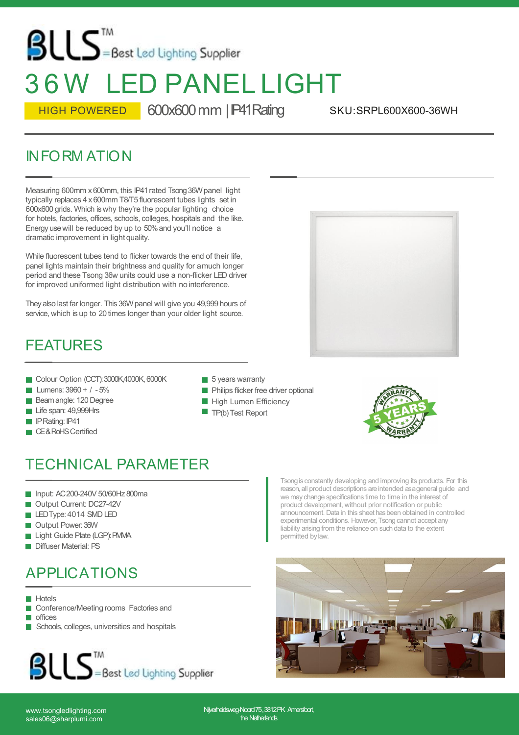BLLS™ =Best Led Lighting Supplier

# 36W LED PANEL LIGHT

HIGH POWERED 600x600 mm | IP41 Rating SKU:SRPL600X600-36WH

## INFORMATION

Measuring 600mm x 600mm, this IP41 rated Tsong 36W panel light typically replaces 4 x 600mm T8/T5 fluorescent tubes lights set in 600x600 grids. Which is why they're the popular lighting choice for hotels, factories, offices, schools, colleges, hospitals and the like. Energy use will be reduced by up to 50% and you'll notice a dramatic improvement in light quality.

While fluorescent tubes tend to flicker towards the end of their life, panel lights maintain their brightness and quality for a much longer period and these Tsong 36w units could use a non-flicker LED driver for improved uniformed light distribution with no interference.

They also last far longer. This 36W panel will give you 49,999 hours of service, which is up to 20 times longer than your older light source.

## FEATURES

- Colour Option (CCT): 3000K,4000K, 6000K
- Lumens: 3960 + / - 5%
- Beam angle: 120 Degree
- Life span: 49,999Hrs
- IP Rating: IP41
- CE & RoHS Certified
- 5 years warranty
- Philips flicker free driver optional
- High Lumen Efficiency
- TP(b) Test Report

## TECHNICAL PARAMETER

- Input: AC 200-240V 50/60Hz 800ma
- Output Current: DC27-42V
- LED Type: 4014 SMD LED
- Output Power: 36W
- Light Guide Plate (LGP): PMMA
- Diffuser Material: PS

Tsong is constantly developing and improving its products. For this reason, all product descriptions are intended as a general guide and we may change specifications time to time in the interest of product development, without prior notification or public announcement. Data in this sheet has been obtained in controlled experimental conditions. However, Tsong cannot accept any liability arising from the reliance on such data to the extent permitted by law.

## APPLICATIONS

- Hotels
- Conference/Meeting rooms Factories and
- offices
- Schools, colleges, universities and hospitals

BLLS™ =Best Led Lighting Supplier

www.tsongledlighting.com
sales06@sharplumi.com

Nijverheidsweg-Noord 75, 3812PK Amersfoort, the Netherlands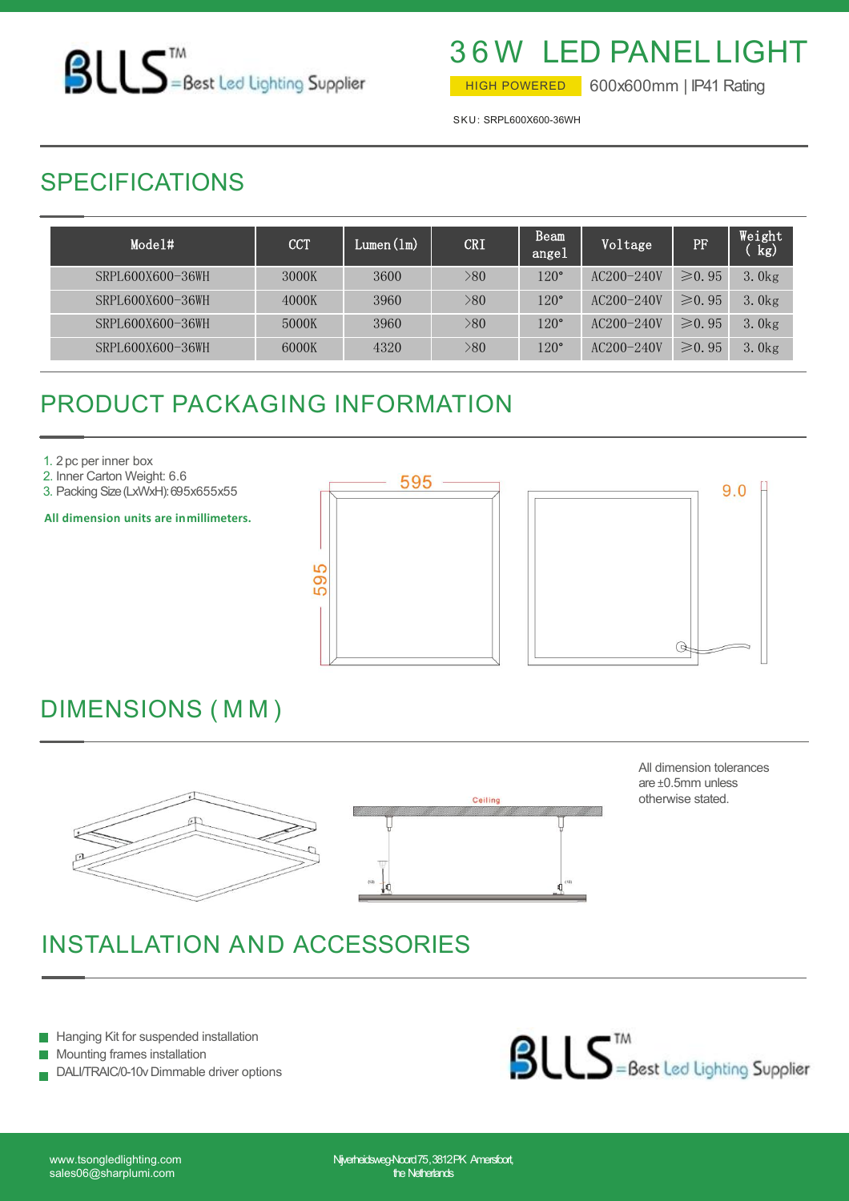BLLS™ =Best Led Lighting Supplier

# 36W LED PANEL LIGHT

HIGH POWERED 600x600mm | IP41 Rating

SKU: SRPL600X600-36WH

## SPECIFICATIONS

| Model# | CCT | Lumen(lm) | CRI | Beam angel | Voltage | PF | Weight (kg) |
|---|---|---|---|---|---|---|---|
| SRPL600X600-36WH | 3000K | 3600 | >80 | 120° | AC200-240V | ≥0.95 | 3.0kg |
| SRPL600X600-36WH | 4000K | 3960 | >80 | 120° | AC200-240V | ≥0.95 | 3.0kg |
| SRPL600X600-36WH | 5000K | 3960 | >80 | 120° | AC200-240V | ≥0.95 | 3.0kg |
| SRPL600X600-36WH | 6000K | 4320 | >80 | 120° | AC200-240V | ≥0.95 | 3.0kg |

## PRODUCT PACKAGING INFORMATION

1. 2 pc per inner box
2. Inner Carton Weight: 6.6
3. Packing Size (LxWxH): 695x655x55

**All dimension units are in millimeters.**

595

595

9.0

## DIMENSIONS (MM)

Ceiling

All dimension tolerances are ±0.5mm unless otherwise stated.

## INSTALLATION AND ACCESSORIES

- Hanging Kit for suspended installation
- Mounting frames installation
- DALI/TRAIC/0-10v Dimmable driver options

BLLS™ =Best Led Lighting Supplier

www.tsongledlighting.com
sales06@sharplumi.com

Nijverheidsweg-Noord 75, 3812PK Amersfoort, the Netherlands